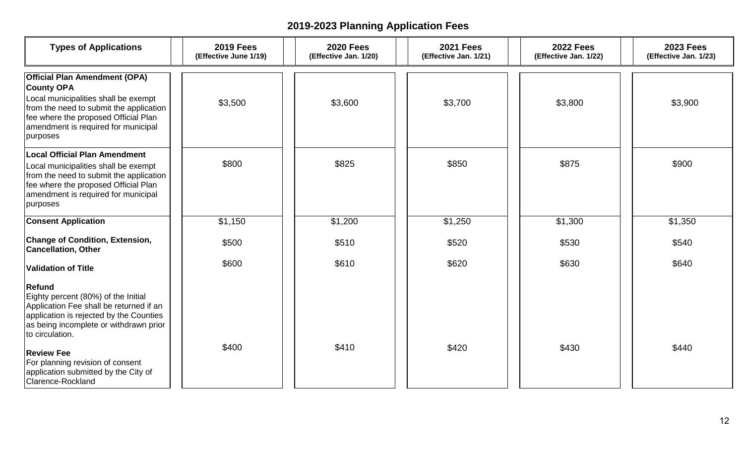# 2019-2023 Planning Application Fees

| Types of Applications | 2019 Fees (Effective June 1/19) | 2020 Fees (Effective Jan. 1/20) | 2021 Fees (Effective Jan. 1/21) | 2022 Fees (Effective Jan. 1/22) | 2023 Fees (Effective Jan. 1/23) |
|---|---|---|---|---|---|
| **Official Plan Amendment (OPA)** **County OPA** Local municipalities shall be exempt from the need to submit the application fee where the proposed Official Plan amendment is required for municipal purposes | $3,500 | $3,600 | $3,700 | $3,800 | $3,900 |
| **Local Official Plan Amendment** Local municipalities shall be exempt from the need to submit the application fee where the proposed Official Plan amendment is required for municipal purposes | $800 | $825 | $850 | $875 | $900 |
| **Consent Application** | $1,150 | $1,200 | $1,250 | $1,300 | $1,350 |
| **Change of Condition, Extension, Cancellation, Other** | $500 | $510 | $520 | $530 | $540 |
| **Validation of Title** | $600 | $610 | $620 | $630 | $640 |
| **Refund** Eighty percent (80%) of the Initial Application Fee shall be returned if an application is rejected by the Counties as being incomplete or withdrawn prior to circulation. | | | | | |
| **Review Fee** For planning revision of consent application submitted by the City of Clarence-Rockland | $400 | $410 | $420 | $430 | $440 |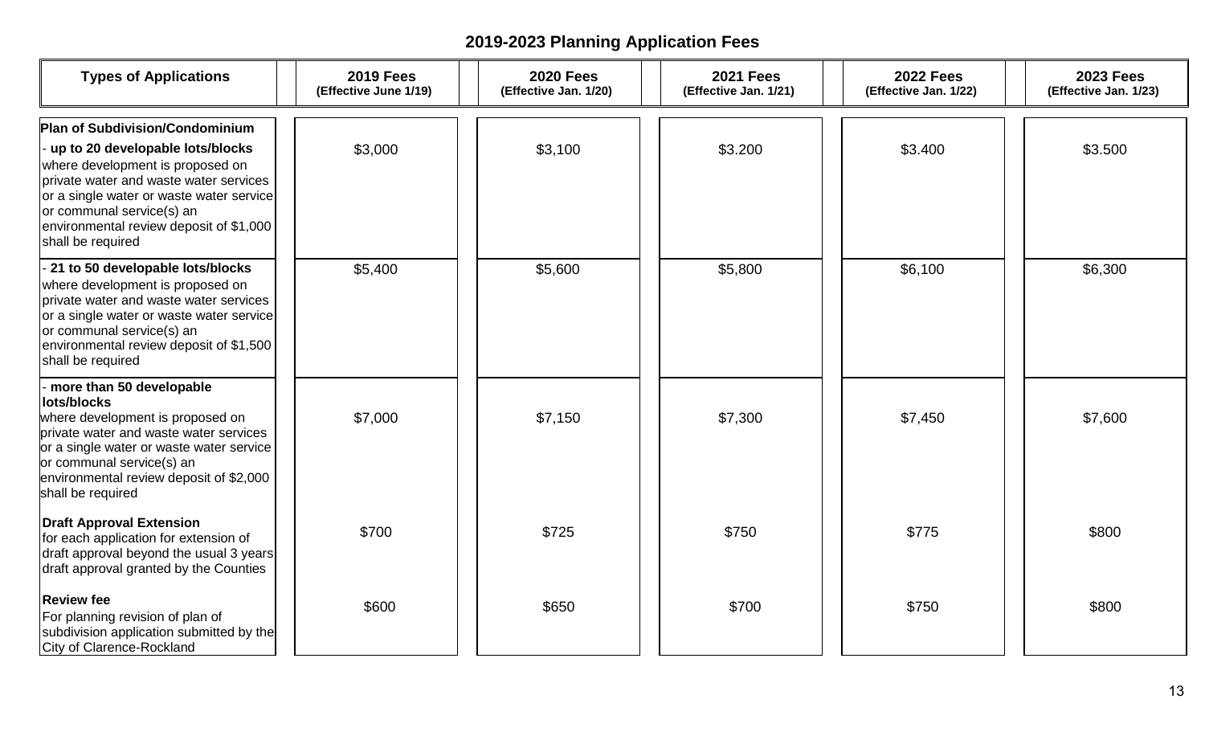## 2019-2023 Planning Application Fees

| Types of Applications | 2019 Fees (Effective June 1/19) | 2020 Fees (Effective Jan. 1/20) | 2021 Fees (Effective Jan. 1/21) | 2022 Fees (Effective Jan. 1/22) | 2023 Fees (Effective Jan. 1/23) |
|---|---|---|---|---|---|
| **Plan of Subdivision/Condominium** | | | | | |
| - **up to 20 developable lots/blocks** where development is proposed on private water and waste water services or a single water or waste water service or communal service(s) an environmental review deposit of $1,000 shall be required | $3,000 | $3,100 | $3.200 | $3.400 | $3.500 |
| - **21 to 50 developable lots/blocks** where development is proposed on private water and waste water services or a single water or waste water service or communal service(s) an environmental review deposit of $1,500 shall be required | $5,400 | $5,600 | $5,800 | $6,100 | $6,300 |
| - **more than 50 developable lots/blocks** where development is proposed on private water and waste water services or a single water or waste water service or communal service(s) an environmental review deposit of $2,000 shall be required | $7,000 | $7,150 | $7,300 | $7,450 | $7,600 |
| **Draft Approval Extension** for each application for extension of draft approval beyond the usual 3 years draft approval granted by the Counties | $700 | $725 | $750 | $775 | $800 |
| **Review fee** For planning revision of plan of subdivision application submitted by the City of Clarence-Rockland | $600 | $650 | $700 | $750 | $800 |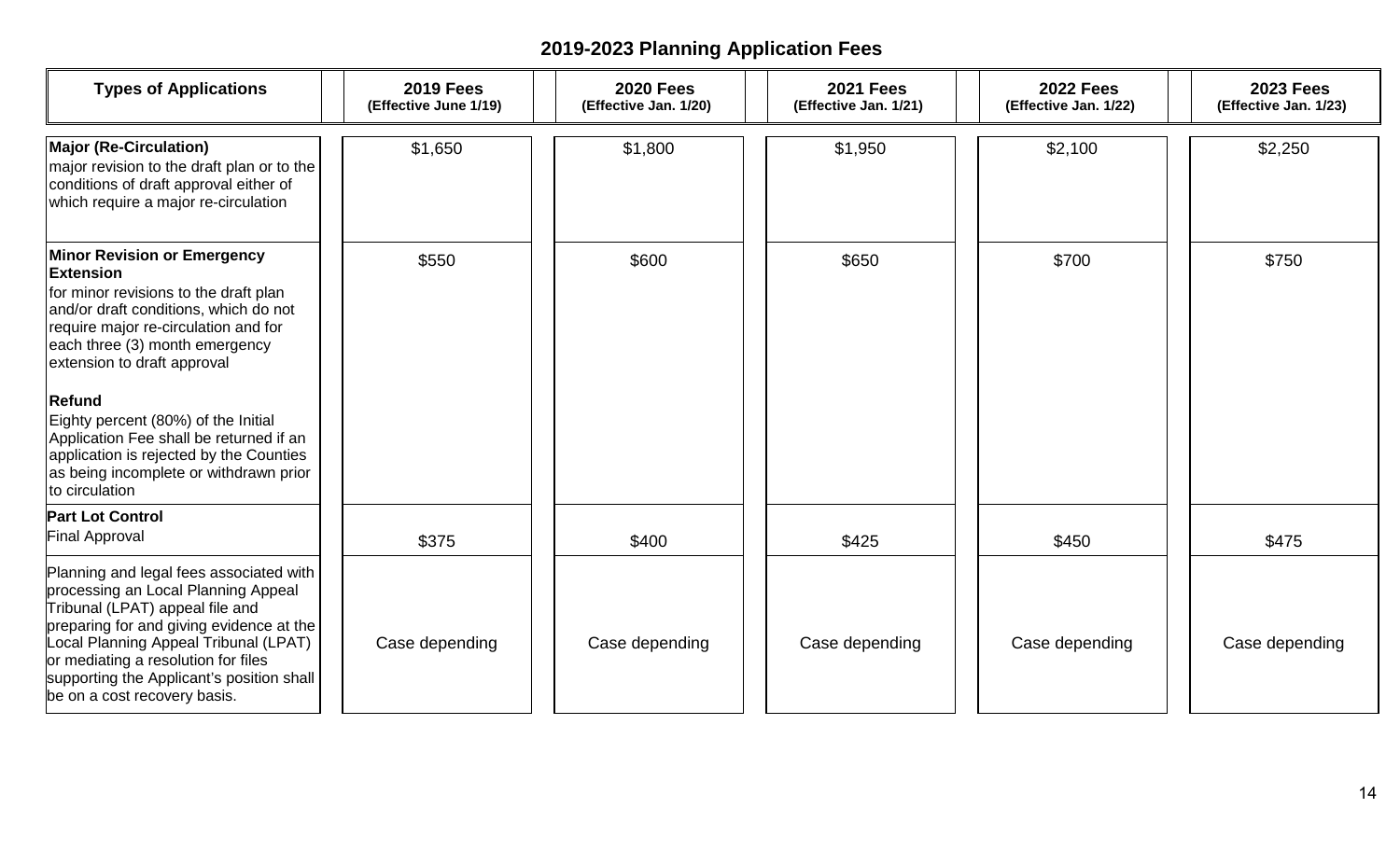## 2019-2023 Planning Application Fees

| Types of Applications | 2019 Fees (Effective June 1/19) | 2020 Fees (Effective Jan. 1/20) | 2021 Fees (Effective Jan. 1/21) | 2022 Fees (Effective Jan. 1/22) | 2023 Fees (Effective Jan. 1/23) |
|---|---|---|---|---|---|
| **Major (Re-Circulation)** major revision to the draft plan or to the conditions of draft approval either of which require a major re-circulation | $1,650 | $1,800 | $1,950 | $2,100 | $2,250 |
| **Minor Revision or Emergency Extension** for minor revisions to the draft plan and/or draft conditions, which do not require major re-circulation and for each three (3) month emergency extension to draft approval<br><br>**Refund** Eighty percent (80%) of the Initial Application Fee shall be returned if an application is rejected by the Counties as being incomplete or withdrawn prior to circulation | $550 | $600 | $650 | $700 | $750 |
| **Part Lot Control** Final Approval | $375 | $400 | $425 | $450 | $475 |
| Planning and legal fees associated with processing an Local Planning Appeal Tribunal (LPAT) appeal file and preparing for and giving evidence at the Local Planning Appeal Tribunal (LPAT) or mediating a resolution for files supporting the Applicant's position shall be on a cost recovery basis. | Case depending | Case depending | Case depending | Case depending | Case depending |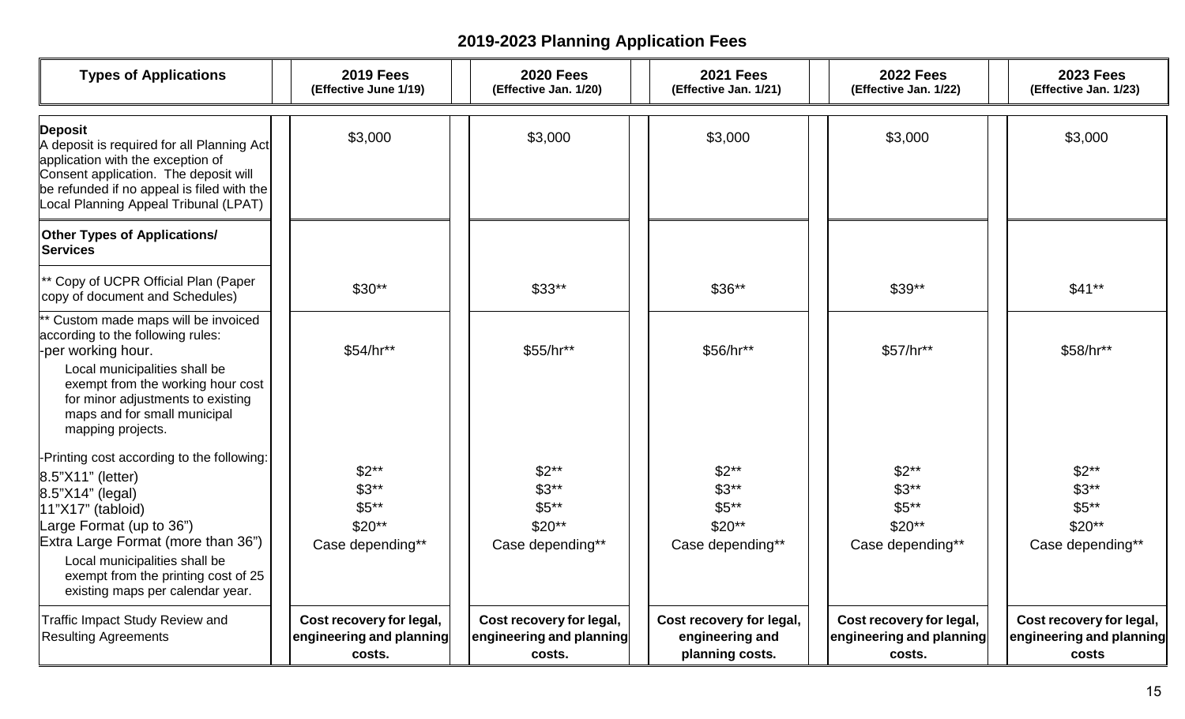## 2019-2023 Planning Application Fees

| Types of Applications | 2019 Fees (Effective June 1/19) | 2020 Fees (Effective Jan. 1/20) | 2021 Fees (Effective Jan. 1/21) | 2022 Fees (Effective Jan. 1/22) | 2023 Fees (Effective Jan. 1/23) |
|---|---|---|---|---|---|
| **Deposit** A deposit is required for all Planning Act application with the exception of Consent application. The deposit will be refunded if no appeal is filed with the Local Planning Appeal Tribunal (LPAT) | $3,000 | $3,000 | $3,000 | $3,000 | $3,000 |
| **Other Types of Applications/ Services** | | | | | |
| ** Copy of UCPR Official Plan (Paper copy of document and Schedules) | $30** | $33** | $36** | $39** | $41** |
| ** Custom made maps will be invoiced according to the following rules: -per working hour. Local municipalities shall be exempt from the working hour cost for minor adjustments to existing maps and for small municipal mapping projects. | $54/hr** | $55/hr** | $56/hr** | $57/hr** | $58/hr** |
| -Printing cost according to the following: | | | | | |
| 8.5"X11" (letter) | $2** | $2** | $2** | $2** | $2** |
| 8.5"X14" (legal) | $3** | $3** | $3** | $3** | $3** |
| 11"X17" (tabloid) | $5** | $5** | $5** | $5** | $5** |
| Large Format (up to 36") | $20** | $20** | $20** | $20** | $20** |
| Extra Large Format (more than 36") Local municipalities shall be exempt from the printing cost of 25 existing maps per calendar year. | Case depending** | Case depending** | Case depending** | Case depending** | Case depending** |
| Traffic Impact Study Review and Resulting Agreements | **Cost recovery for legal, engineering and planning costs.** | **Cost recovery for legal, engineering and planning costs.** | **Cost recovery for legal, engineering and planning costs.** | **Cost recovery for legal, engineering and planning costs.** | **Cost recovery for legal, engineering and planning costs** |